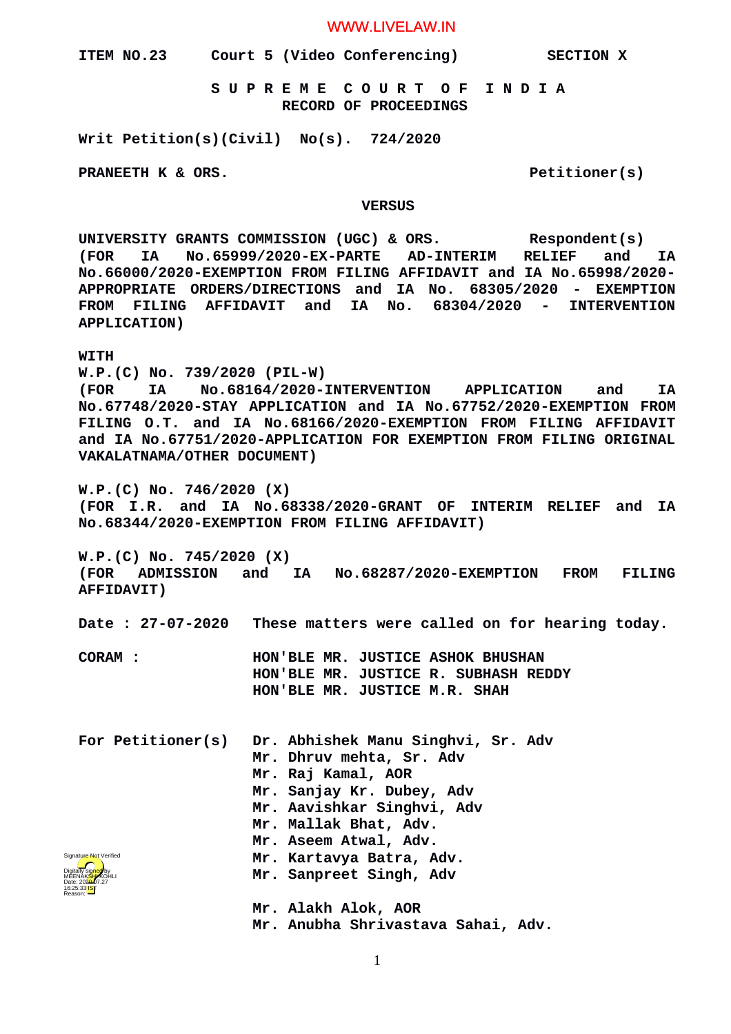**ITEM NO.23 Court 5 (Video Conferencing) SECTION X**

**S U P R E M E C O U R T O F I N D I A**
**RECORD OF PROCEEDINGS**

**Writ Petition(s)(Civil) No(s). 724/2020**

**PRANEETH K & ORS.** **Petitioner(s)**

**VERSUS**

**UNIVERSITY GRANTS COMMISSION (UGC) & ORS.** **Respondent(s)**
**(FOR IA No.65999/2020-EX-PARTE AD-INTERIM RELIEF and IA No.66000/2020-EXEMPTION FROM FILING AFFIDAVIT and IA No.65998/2020-APPROPRIATE ORDERS/DIRECTIONS and IA No. 68305/2020 - EXEMPTION FROM FILING AFFIDAVIT and IA No. 68304/2020 - INTERVENTION APPLICATION)**

**WITH**
**W.P.(C) No. 739/2020 (PIL-W)**
**(FOR IA No.68164/2020-INTERVENTION APPLICATION and IA No.67748/2020-STAY APPLICATION and IA No.67752/2020-EXEMPTION FROM FILING O.T. and IA No.68166/2020-EXEMPTION FROM FILING AFFIDAVIT and IA No.67751/2020-APPLICATION FOR EXEMPTION FROM FILING ORIGINAL VAKALATNAMA/OTHER DOCUMENT)**

**W.P.(C) No. 746/2020 (X)**
**(FOR I.R. and IA No.68338/2020-GRANT OF INTERIM RELIEF and IA No.68344/2020-EXEMPTION FROM FILING AFFIDAVIT)**

**W.P.(C) No. 745/2020 (X)**
**(FOR ADMISSION and IA No.68287/2020-EXEMPTION FROM FILING AFFIDAVIT)**

**Date : 27-07-2020 These matters were called on for hearing today.**

**CORAM :**
**HON'BLE MR. JUSTICE ASHOK BHUSHAN**
**HON'BLE MR. JUSTICE R. SUBHASH REDDY**
**HON'BLE MR. JUSTICE M.R. SHAH**

**For Petitioner(s)**
**Dr. Abhishek Manu Singhvi, Sr. Adv**
**Mr. Dhruv mehta, Sr. Adv**
**Mr. Raj Kamal, AOR**
**Mr. Sanjay Kr. Dubey, Adv**
**Mr. Aavishkar Singhvi, Adv**
**Mr. Mallak Bhat, Adv.**
**Mr. Aseem Atwal, Adv.**
**Mr. Kartavya Batra, Adv.**
**Mr. Sanpreet Singh, Adv**

**Mr. Alakh Alok, AOR**
**Mr. Anubha Shrivastava Sahai, Adv.**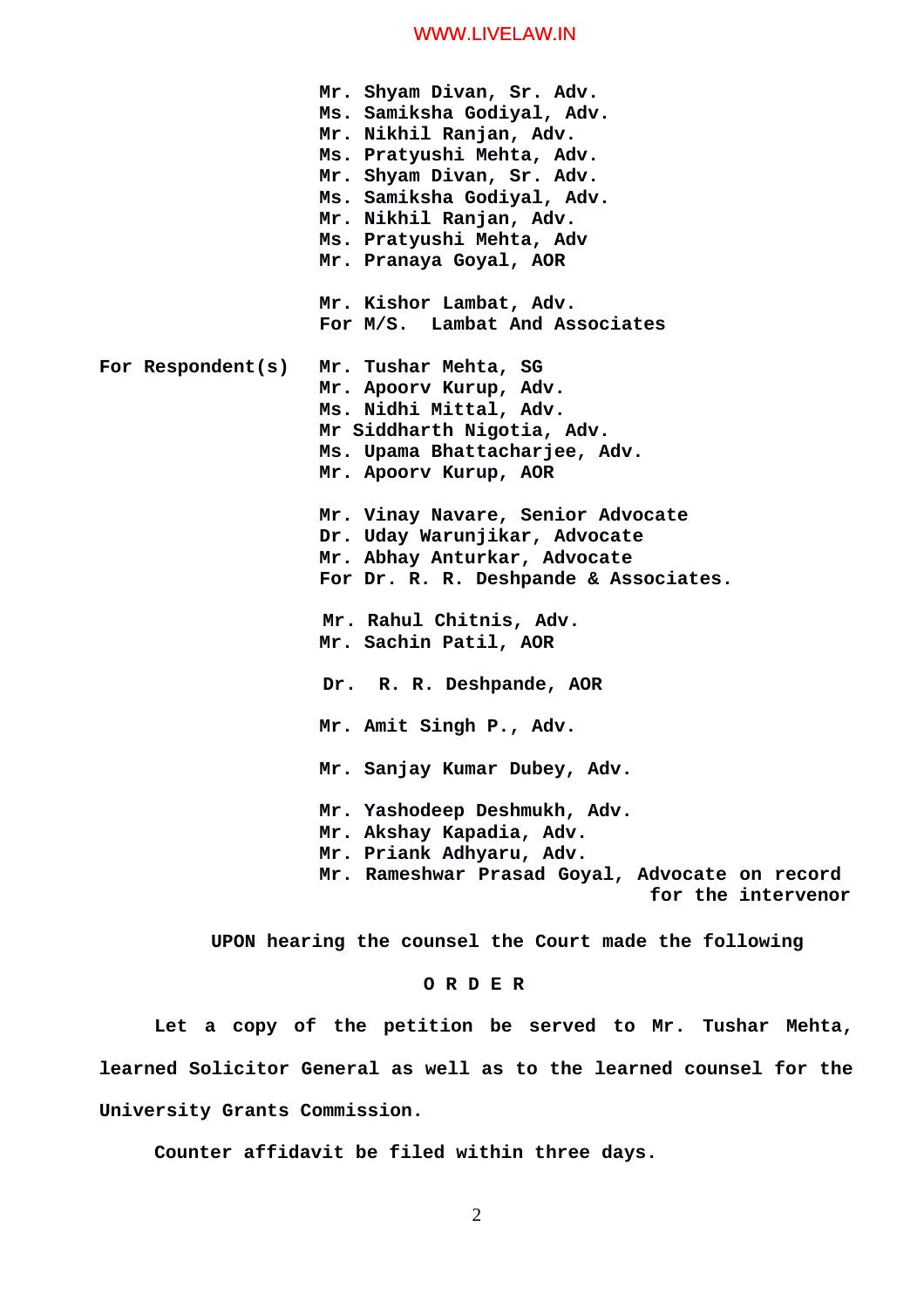Mr. Shyam Divan, Sr. Adv.
Ms. Samiksha Godiyal, Adv.
Mr. Nikhil Ranjan, Adv.
Ms. Pratyushi Mehta, Adv.
Mr. Shyam Divan, Sr. Adv.
Ms. Samiksha Godiyal, Adv.
Mr. Nikhil Ranjan, Adv.
Ms. Pratyushi Mehta, Adv
Mr. Pranaya Goyal, AOR

Mr. Kishor Lambat, Adv.
For M/S. Lambat And Associates

For Respondent(s)

Mr. Tushar Mehta, SG
Mr. Apoorv Kurup, Adv.
Ms. Nidhi Mittal, Adv.
Mr Siddharth Nigotia, Adv.
Ms. Upama Bhattacharjee, Adv.
Mr. Apoorv Kurup, AOR

Mr. Vinay Navare, Senior Advocate
Dr. Uday Warunjikar, Advocate
Mr. Abhay Anturkar, Advocate
For Dr. R. R. Deshpande & Associates.

Mr. Rahul Chitnis, Adv.
Mr. Sachin Patil, AOR

Dr. R. R. Deshpande, AOR

Mr. Amit Singh P., Adv.

Mr. Sanjay Kumar Dubey, Adv.

Mr. Yashodeep Deshmukh, Adv.
Mr. Akshay Kapadia, Adv.
Mr. Priank Adhyaru, Adv.
Mr. Rameshwar Prasad Goyal, Advocate on record for the intervenor

**UPON hearing the counsel the Court made the following**

**O R D E R**

Let a copy of the petition be served to Mr. Tushar Mehta, learned Solicitor General as well as to the learned counsel for the University Grants Commission.

Counter affidavit be filed within three days.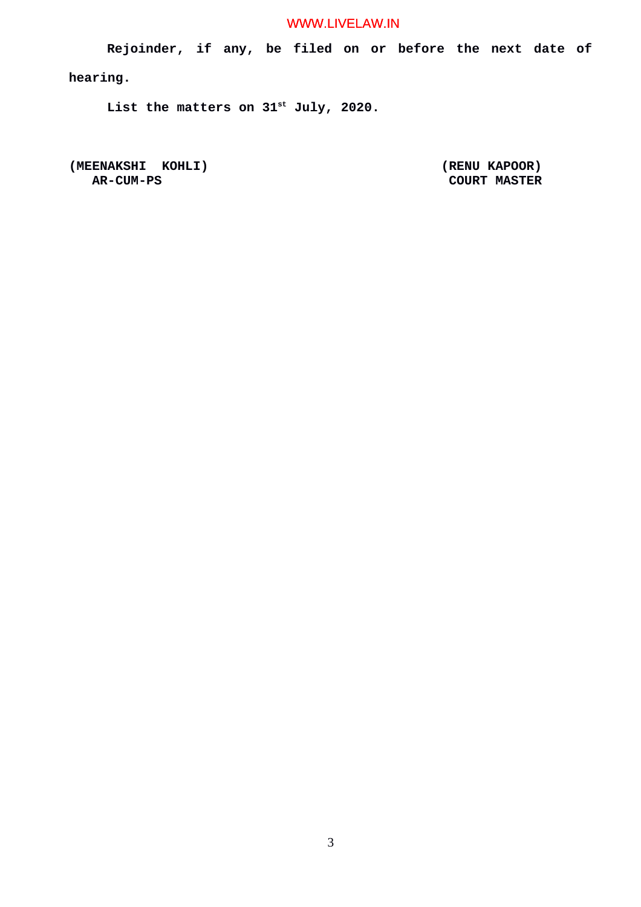**Rejoinder, if any, be filed on or before the next date of hearing.**

**List the matters on 31st July, 2020.**

**(MEENAKSHI KOHLI)**
**AR-CUM-PS**

**(RENU KAPOOR)**
**COURT MASTER**